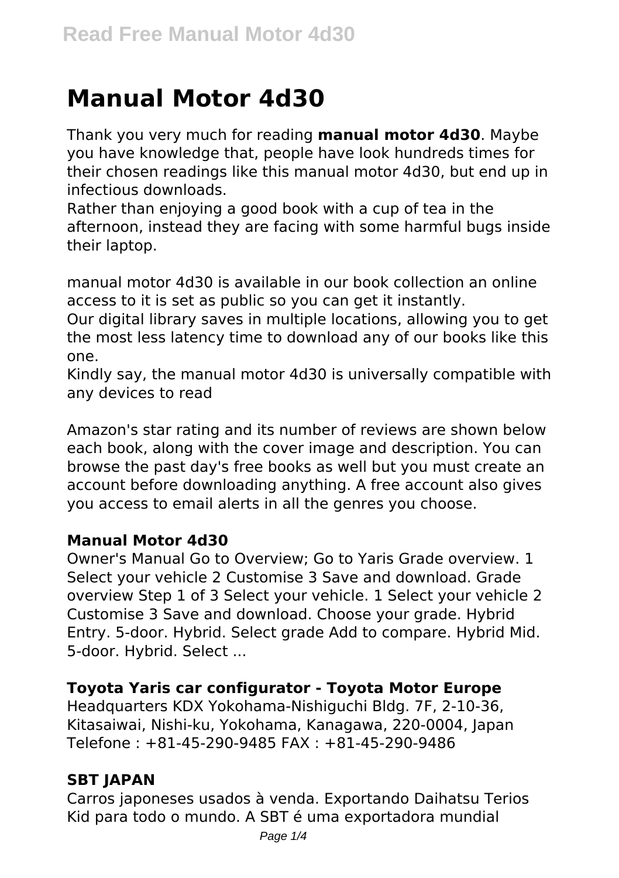# Manual Motor 4d30

Thank you very much for reading **manual motor 4d30**. Maybe you have knowledge that, people have look hundreds times for their chosen readings like this manual motor 4d30, but end up in infectious downloads.

Rather than enjoying a good book with a cup of tea in the afternoon, instead they are facing with some harmful bugs inside their laptop.

manual motor 4d30 is available in our book collection an online access to it is set as public so you can get it instantly.

Our digital library saves in multiple locations, allowing you to get the most less latency time to download any of our books like this one.

Kindly say, the manual motor 4d30 is universally compatible with any devices to read

Amazon's star rating and its number of reviews are shown below each book, along with the cover image and description. You can browse the past day's free books as well but you must create an account before downloading anything. A free account also gives you access to email alerts in all the genres you choose.

### Manual Motor 4d30

Owner's Manual Go to Overview; Go to Yaris Grade overview. 1 Select your vehicle 2 Customise 3 Save and download. Grade overview Step 1 of 3 Select your vehicle. 1 Select your vehicle 2 Customise 3 Save and download. Choose your grade. Hybrid Entry. 5-door. Hybrid. Select grade Add to compare. Hybrid Mid. 5-door. Hybrid. Select ...

### Toyota Yaris car configurator - Toyota Motor Europe

Headquarters KDX Yokohama-Nishiguchi Bldg. 7F, 2-10-36, Kitasaiwai, Nishi-ku, Yokohama, Kanagawa, 220-0004, Japan Telefone : +81-45-290-9485 FAX : +81-45-290-9486

### SBT JAPAN

Carros japoneses usados à venda. Exportando Daihatsu Terios Kid para todo o mundo. A SBT é uma exportadora mundial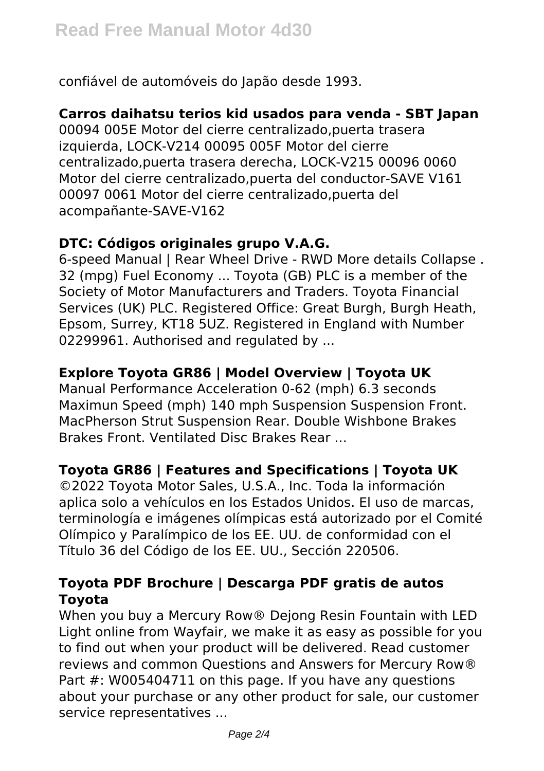confiável de automóveis do Japão desde 1993.

**Carros daihatsu terios kid usados para venda - SBT Japan**

00094 005E Motor del cierre centralizado,puerta trasera izquierda, LOCK-V214 00095 005F Motor del cierre centralizado,puerta trasera derecha, LOCK-V215 00096 0060 Motor del cierre centralizado,puerta del conductor-SAVE V161 00097 0061 Motor del cierre centralizado,puerta del acompañante-SAVE-V162

**DTC: Códigos originales grupo V.A.G.**

6-speed Manual | Rear Wheel Drive - RWD More details Collapse . 32 (mpg) Fuel Economy ... Toyota (GB) PLC is a member of the Society of Motor Manufacturers and Traders. Toyota Financial Services (UK) PLC. Registered Office: Great Burgh, Burgh Heath, Epsom, Surrey, KT18 5UZ. Registered in England with Number 02299961. Authorised and regulated by ...

**Explore Toyota GR86 | Model Overview | Toyota UK**

Manual Performance Acceleration 0-62 (mph) 6.3 seconds Maximun Speed (mph) 140 mph Suspension Suspension Front. MacPherson Strut Suspension Rear. Double Wishbone Brakes Brakes Front. Ventilated Disc Brakes Rear ...

**Toyota GR86 | Features and Specifications | Toyota UK**

©2022 Toyota Motor Sales, U.S.A., Inc. Toda la información aplica solo a vehículos en los Estados Unidos. El uso de marcas, terminología e imágenes olímpicas está autorizado por el Comité Olímpico y Paralímpico de los EE. UU. de conformidad con el Título 36 del Código de los EE. UU., Sección 220506.

**Toyota PDF Brochure | Descarga PDF gratis de autos Toyota**

When you buy a Mercury Row® Dejong Resin Fountain with LED Light online from Wayfair, we make it as easy as possible for you to find out when your product will be delivered. Read customer reviews and common Questions and Answers for Mercury Row® Part #: W005404711 on this page. If you have any questions about your purchase or any other product for sale, our customer service representatives ...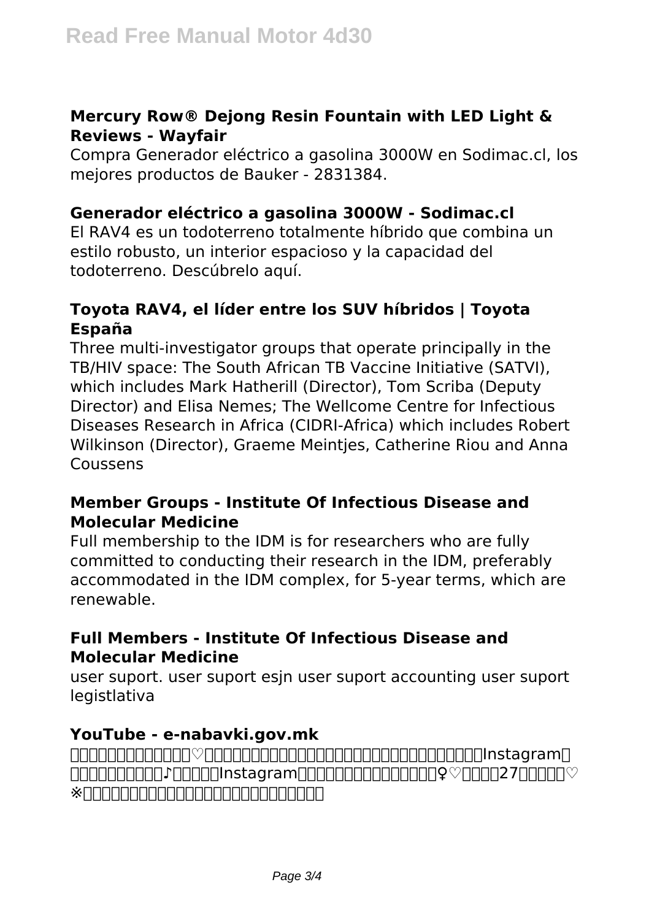### Mercury Row® Dejong Resin Fountain with LED Light & Reviews - Wayfair

Compra Generador eléctrico a gasolina 3000W en Sodimac.cl, los mejores productos de Bauker - 2831384.

### Generador eléctrico a gasolina 3000W - Sodimac.cl

El RAV4 es un todoterreno totalmente híbrido que combina un estilo robusto, un interior espacioso y la capacidad del todoterreno. Descúbrelo aquí.

### Toyota RAV4, el líder entre los SUV híbridos | Toyota España

Three multi-investigator groups that operate principally in the TB/HIV space: The South African TB Vaccine Initiative (SATVI), which includes Mark Hatherill (Director), Tom Scriba (Deputy Director) and Elisa Nemes; The Wellcome Centre for Infectious Diseases Research in Africa (CIDRI-Africa) which includes Robert Wilkinson (Director), Graeme Meintjes, Catherine Riou and Anna Coussens

### Member Groups - Institute Of Infectious Disease and Molecular Medicine

Full membership to the IDM is for researchers who are fully committed to conducting their research in the IDM, preferably accommodated in the IDM complex, for 5-year terms, which are renewable.

### Full Members - Institute Of Infectious Disease and Molecular Medicine

user suport. user suport esjn user suport accounting user suport legistlativa

### YouTube - e-nabavki.gov.mk

□□□□□□□□□□□□♡□□□□□□□□□□□□□□□□□□□□□□□□□□□□□□Instagram□□□□□□□□□□♪□□□□□Instagram□□□□□□□□□□□□□□♀♡□□□□27□□□□□♡※□□□□□□□□□□□□□□□□□□□□□□□□□□□□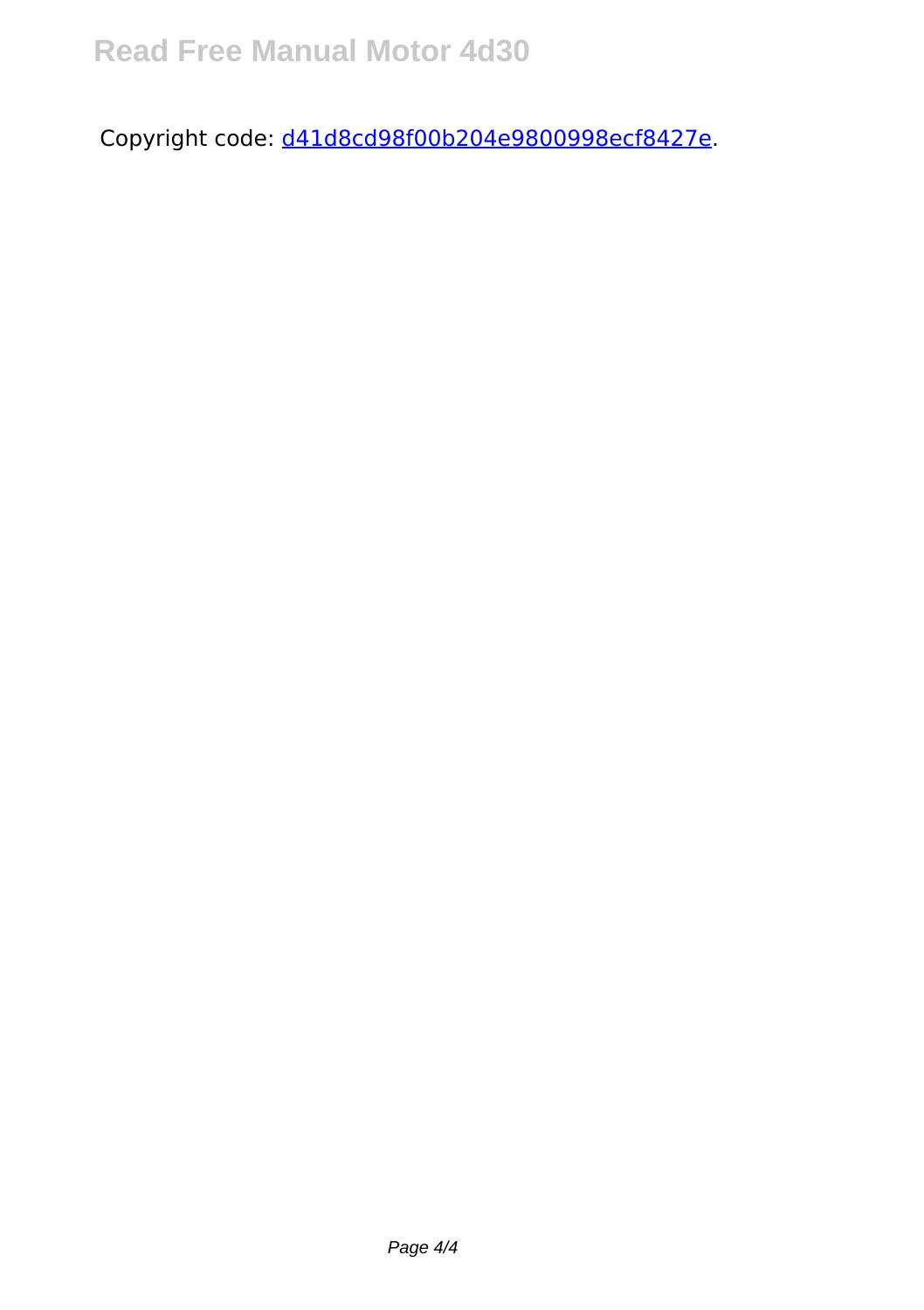Copyright code: [d41d8cd98f00b204e9800998ecf8427e](d41d8cd98f00b204e9800998ecf8427e).